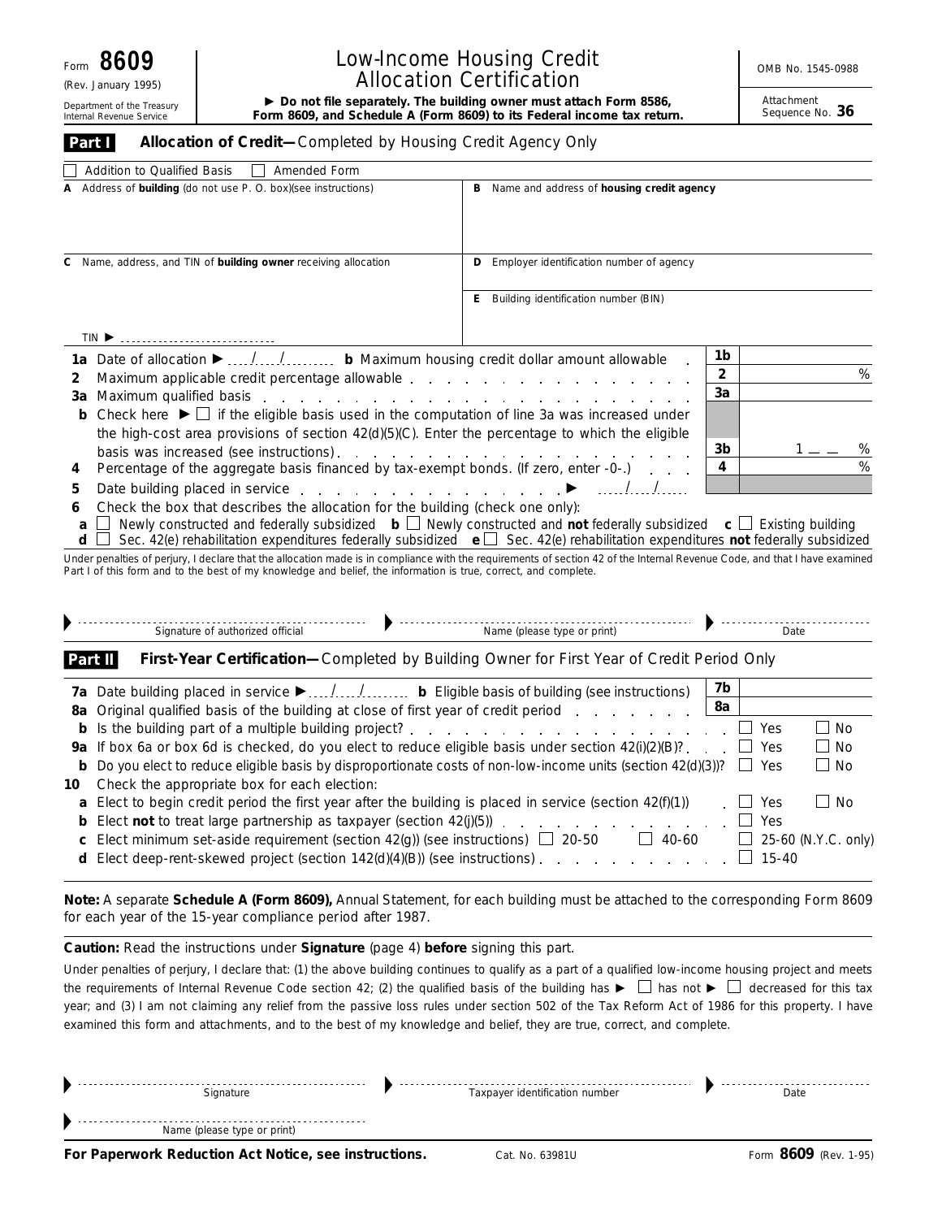Form **8609**
(Rev. January 1995)
Department of the Treasury
Internal Revenue Service

# Low-Income Housing Credit Allocation Certification

► **Do not file separately. The building owner must attach Form 8586, Form 8609, and Schedule A (Form 8609) to its Federal income tax return.**

OMB No. 1545-0988

Attachment Sequence No. **36**

## Part I — Allocation of Credit—Completed by Housing Credit Agency Only

☐ Addition to Qualified Basis ☐ Amended Form

| | |
|---|---|
| **A** Address of **building** (do not use P. O. box)(see instructions) | **B** Name and address of **housing credit agency** |
| **C** Name, address, and TIN of **building owner** receiving allocation<br><br>TIN ► | **D** Employer identification number of agency<br><br>**E** Building identification number (BIN) |

**1a** Date of allocation ► ..../..../.......... **b** Maximum housing credit dollar amount allowable — **1b**

**2** Maximum applicable credit percentage allowable — **2** %

**3a** Maximum qualified basis — **3a**

**b** Check here ► ☐ if the eligible basis used in the computation of line 3a was increased under the high-cost area provisions of section 42(d)(5)(C). Enter the percentage to which the eligible basis was increased (see instructions) — **3b** 1 __ __ %

**4** Percentage of the aggregate basis financed by tax-exempt bonds. (If zero, enter -0-.) — **4** %

**5** Date building placed in service ► ..../..../....

**6** Check the box that describes the allocation for the building (check one only):

**a** ☐ Newly constructed and federally subsidized **b** ☐ Newly constructed and **not** federally subsidized **c** ☐ Existing building
**d** ☐ Sec. 42(e) rehabilitation expenditures federally subsidized **e** ☐ Sec. 42(e) rehabilitation expenditures **not** federally subsidized

Under penalties of perjury, I declare that the allocation made is in compliance with the requirements of section 42 of the Internal Revenue Code, and that I have examined Part I of this form and to the best of my knowledge and belief, the information is true, correct, and complete.

► Signature of authorized official ► Name (please type or print) ► Date

## Part II — First-Year Certification—Completed by Building Owner for First Year of Credit Period Only

**7a** Date building placed in service ► ..../..../.......... **b** Eligible basis of building (see instructions) — **7b**

**8a** Original qualified basis of the building at close of first year of credit period — **8a**

**b** Is the building part of a multiple building project? ☐ Yes ☐ No

**9a** If box 6a or box 6d is checked, do you elect to reduce eligible basis under section 42(i)(2)(B)? ☐ Yes ☐ No

**b** Do you elect to reduce eligible basis by disproportionate costs of non-low-income units (section 42(d)(3))? ☐ Yes ☐ No

**10** Check the appropriate box for each election:

**a** Elect to begin credit period the first year after the building is placed in service (section 42(f)(1)) ☐ Yes ☐ No

**b** Elect **not** to treat large partnership as taxpayer (section 42(j)(5)) ☐ Yes

**c** Elect minimum set-aside requirement (section 42(g)) (see instructions) ☐ 20-50 ☐ 40-60 ☐ 25-60 (N.Y.C. only)

**d** Elect deep-rent-skewed project (section 142(d)(4)(B)) (see instructions) ☐ 15-40

**Note:** A separate **Schedule A (Form 8609),** Annual Statement, for each building must be attached to the corresponding Form 8609 for each year of the 15-year compliance period after 1987.

**Caution:** Read the instructions under **Signature** (page 4) **before** signing this part.

Under penalties of perjury, I declare that: (1) the above building continues to qualify as a part of a qualified low-income housing project and meets the requirements of Internal Revenue Code section 42; (2) the qualified basis of the building has ► ☐ has not ► ☐ decreased for this tax year; and (3) I am not claiming any relief from the passive loss rules under section 502 of the Tax Reform Act of 1986 for this property. I have examined this form and attachments, and to the best of my knowledge and belief, they are true, correct, and complete.

► Signature ► Taxpayer identification number ► Date

► Name (please type or print)

**For Paperwork Reduction Act Notice, see instructions.** Cat. No. 63981U Form **8609** (Rev. 1-95)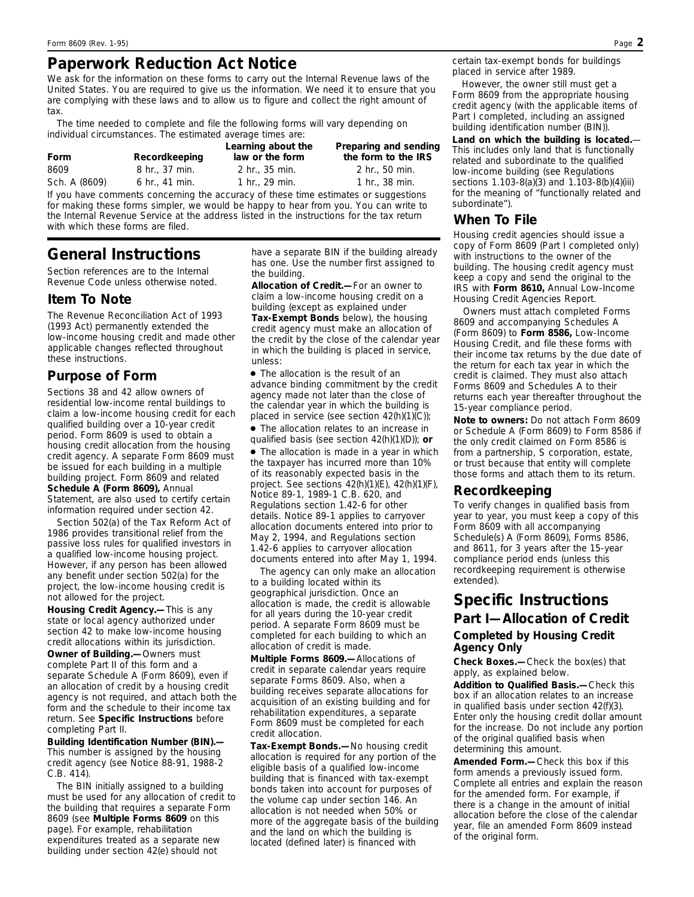## Paperwork Reduction Act Notice

We ask for the information on these forms to carry out the Internal Revenue laws of the United States. You are required to give us the information. We need it to ensure that you are complying with these laws and to allow us to figure and collect the right amount of tax.

The time needed to complete and file the following forms will vary depending on individual circumstances. The estimated average times are:

| Form | Recordkeeping | Learning about the law or the form | Preparing and sending the form to the IRS |
|---|---|---|---|
| 8609 | 8 hr., 37 min. | 2 hr., 35 min. | 2 hr., 50 min. |
| Sch. A (8609) | 6 hr., 41 min. | 1 hr., 29 min. | 1 hr., 38 min. |

If you have comments concerning the accuracy of these time estimates or suggestions for making these forms simpler, we would be happy to hear from you. You can write to the Internal Revenue Service at the address listed in the instructions for the tax return with which these forms are filed.

# General Instructions

Section references are to the Internal Revenue Code unless otherwise noted.

## Item To Note

The Revenue Reconciliation Act of 1993 (1993 Act) permanently extended the low-income housing credit and made other applicable changes reflected throughout these instructions.

## Purpose of Form

Sections 38 and 42 allow owners of residential low-income rental buildings to claim a low-income housing credit for each qualified building over a 10-year credit period. Form 8609 is used to obtain a housing credit allocation from the housing credit agency. A separate Form 8609 must be issued for each building in a multiple building project. Form 8609 and related **Schedule A (Form 8609),** Annual Statement, are also used to certify certain information required under section 42.

Section 502(a) of the Tax Reform Act of 1986 provides transitional relief from the passive loss rules for qualified investors in a qualified low-income housing project. However, if any person has been allowed any benefit under section 502(a) for the project, the low-income housing credit is not allowed for the project.

**Housing Credit Agency.—**This is any state or local agency authorized under section 42 to make low-income housing credit allocations within its jurisdiction.

**Owner of Building.—**Owners must complete Part II of this form and a separate Schedule A (Form 8609), even if an allocation of credit by a housing credit agency is not required, and attach both the form and the schedule to their income tax return. See **Specific Instructions** before completing Part II.

**Building Identification Number (BIN).—**This number is assigned by the housing credit agency (see Notice 88-91, 1988-2 C.B. 414).

The BIN initially assigned to a building must be used for any allocation of credit to the building that requires a separate Form 8609 (see **Multiple Forms 8609** on this page). For example, rehabilitation expenditures treated as a separate new building under section 42(e) should not have a separate BIN if the building already has one. Use the number first assigned to the building.

**Allocation of Credit.—**For an owner to claim a low-income housing credit on a building (except as explained under **Tax-Exempt Bonds** below), the housing credit agency must make an allocation of the credit by the close of the calendar year in which the building is placed in service, unless:

- The allocation is the result of an advance binding commitment by the credit agency made not later than the close of the calendar year in which the building is placed in service (see section 42(h)(1)(C));
- The allocation relates to an increase in qualified basis (see section 42(h)(1)(D)); **or**
- The allocation is made in a year in which the taxpayer has incurred more than 10% of its reasonably expected basis in the project. See sections 42(h)(1)(E), 42(h)(1)(F), Notice 89-1, 1989-1 C.B. 620, and Regulations section 1.42-6 for other details. Notice 89-1 applies to carryover allocation documents entered into prior to May 2, 1994, and Regulations section 1.42-6 applies to carryover allocation documents entered into after May 1, 1994.

The agency can only make an allocation to a building located within its geographical jurisdiction. Once an allocation is made, the credit is allowable for all years during the 10-year credit period. A separate Form 8609 must be completed for each building to which an allocation of credit is made.

**Multiple Forms 8609.—**Allocations of credit in separate calendar years require separate Forms 8609. Also, when a building receives separate allocations for acquisition of an existing building and for rehabilitation expenditures, a separate Form 8609 must be completed for each credit allocation.

**Tax-Exempt Bonds.—**No housing credit allocation is required for any portion of the eligible basis of a qualified low-income building that is financed with tax-exempt bonds taken into account for purposes of the volume cap under section 146. An allocation is not needed when 50% or more of the aggregate basis of the building and the land on which the building is located (defined later) is financed with certain tax-exempt bonds for buildings placed in service after 1989.

However, the owner still must get a Form 8609 from the appropriate housing credit agency (with the applicable items of Part I completed, including an assigned building identification number (BIN)).

**Land on which the building is located.—**This includes only land that is functionally related and subordinate to the qualified low-income building (see Regulations sections 1.103-8(a)(3) and 1.103-8(b)(4)(iii) for the meaning of "functionally related and subordinate").

## When To File

Housing credit agencies should issue a copy of Form 8609 (Part I completed only) with instructions to the owner of the building. The housing credit agency must keep a copy and send the original to the IRS with **Form 8610,** Annual Low-Income Housing Credit Agencies Report.

Owners must attach completed Forms 8609 and accompanying Schedules A (Form 8609) to **Form 8586,** Low-Income Housing Credit, and file these forms with their income tax returns by the due date of the return for each tax year in which the credit is claimed. They must also attach Forms 8609 and Schedules A to their returns each year thereafter throughout the 15-year compliance period.

**Note to owners:** Do not attach Form 8609 or Schedule A (Form 8609) to Form 8586 if the only credit claimed on Form 8586 is from a partnership, S corporation, estate, or trust because that entity will complete those forms and attach them to its return.

## Recordkeeping

To verify changes in qualified basis from year to year, you must keep a copy of this Form 8609 with all accompanying Schedule(s) A (Form 8609), Forms 8586, and 8611, for 3 years after the 15-year compliance period ends (unless this recordkeeping requirement is otherwise extended).

# Specific Instructions

## Part I—Allocation of Credit

### Completed by Housing Credit Agency Only

**Check Boxes.—**Check the box(es) that apply, as explained below.

**Addition to Qualified Basis.—**Check this box if an allocation relates to an increase in qualified basis under section 42(f)(3). Enter only the housing credit dollar amount for the increase. Do not include any portion of the original qualified basis when determining this amount.

**Amended Form.—**Check this box if this form amends a previously issued form. Complete all entries and explain the reason for the amended form. For example, if there is a change in the amount of initial allocation before the close of the calendar year, file an amended Form 8609 instead of the original form.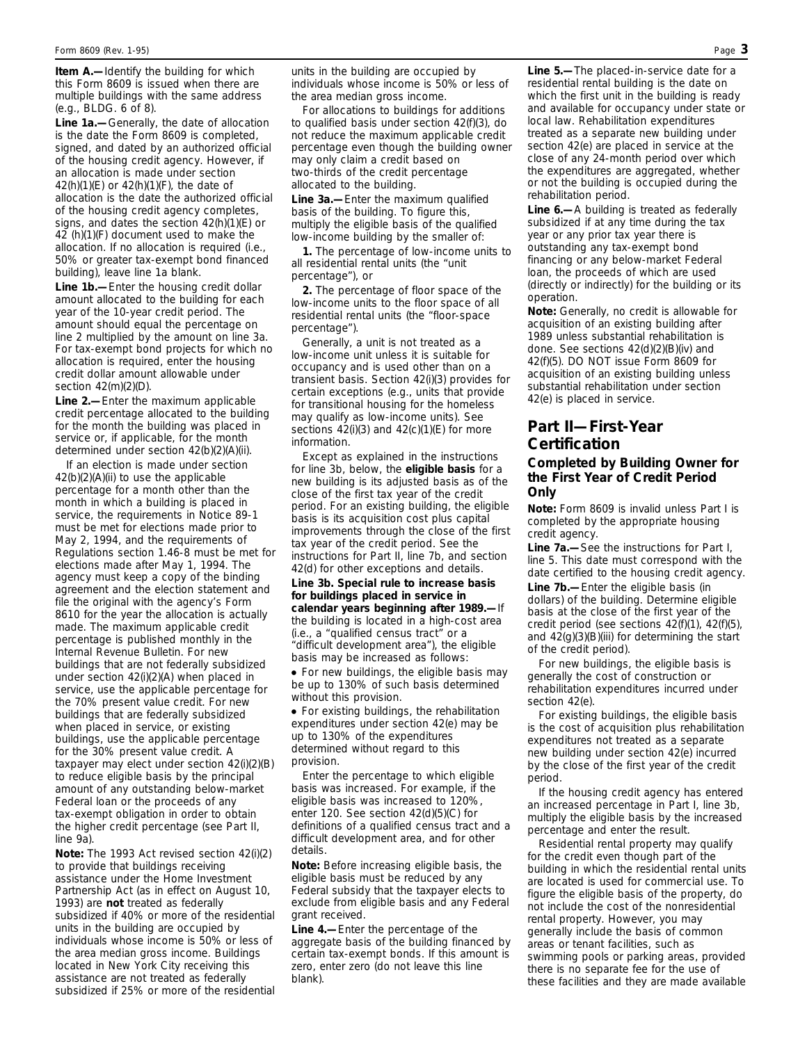**Item A.—** Identify the building for which this Form 8609 is issued when there are multiple buildings with the same address (e.g., BLDG. 6 of 8).

**Line 1a.—** Generally, the date of allocation is the date the Form 8609 is completed, signed, and dated by an authorized official of the housing credit agency. However, if an allocation is made under section 42(h)(1)(E) or 42(h)(1)(F), the date of allocation is the date the authorized official of the housing credit agency completes, signs, and dates the section 42(h)(1)(E) or 42 (h)(1)(F) document used to make the allocation. If no allocation is required (i.e., 50% or greater tax-exempt bond financed building), leave line 1a blank.

**Line 1b.—** Enter the housing credit dollar amount allocated to the building for each year of the 10-year credit period. The amount should equal the percentage on line 2 multiplied by the amount on line 3a. For tax-exempt bond projects for which no allocation is required, enter the housing credit dollar amount allowable under section 42(m)(2)(D).

**Line 2.—** Enter the maximum applicable credit percentage allocated to the building for the month the building was placed in service or, if applicable, for the month determined under section 42(b)(2)(A)(ii).

If an election is made under section 42(b)(2)(A)(ii) to use the applicable percentage for a month other than the month in which a building is placed in service, the requirements in Notice 89-1 must be met for elections made prior to May 2, 1994, and the requirements of Regulations section 1.46-8 must be met for elections made after May 1, 1994. The agency must keep a copy of the binding agreement and the election statement and file the original with the agency's Form 8610 for the year the allocation is actually made. The maximum applicable credit percentage is published monthly in the Internal Revenue Bulletin. For new buildings that are not federally subsidized under section 42(i)(2)(A) when placed in service, use the applicable percentage for the 70% present value credit. For new buildings that are federally subsidized when placed in service, or existing buildings, use the applicable percentage for the 30% present value credit. A taxpayer may elect under section 42(i)(2)(B) to reduce eligible basis by the principal amount of any outstanding below-market Federal loan or the proceeds of any tax-exempt obligation in order to obtain the higher credit percentage (see Part II, line 9a).

**Note:** The 1993 Act revised section 42(i)(2) to provide that buildings receiving assistance under the Home Investment Partnership Act (as in effect on August 10, 1993) are **not** treated as federally subsidized if 40% or more of the residential units in the building are occupied by individuals whose income is 50% or less of the area median gross income. Buildings located in New York City receiving this assistance are not treated as federally subsidized if 25% or more of the residential units in the building are occupied by individuals whose income is 50% or less of the area median gross income.

For allocations to buildings for additions to qualified basis under section 42(f)(3), do not reduce the maximum applicable credit percentage even though the building owner may only claim a credit based on two-thirds of the credit percentage allocated to the building.

**Line 3a.—** Enter the maximum qualified basis of the building. To figure this, multiply the eligible basis of the qualified low-income building by the smaller of:

**1.** The percentage of low-income units to all residential rental units (the "unit percentage"), or

**2.** The percentage of floor space of the low-income units to the floor space of all residential rental units (the "floor-space percentage").

Generally, a unit is not treated as a low-income unit unless it is suitable for occupancy and is used other than on a transient basis. Section 42(i)(3) provides for certain exceptions (e.g., units that provide for transitional housing for the homeless may qualify as low-income units). See sections 42(i)(3) and 42(c)(1)(E) for more information.

Except as explained in the instructions for line 3b, below, the **eligible basis** for a new building is its adjusted basis as of the close of the first tax year of the credit period. For an existing building, the eligible basis is its acquisition cost plus capital improvements through the close of the first tax year of the credit period. See the instructions for Part II, line 7b, and section 42(d) for other exceptions and details.

**Line 3b. Special rule to increase basis for buildings placed in service in calendar years beginning after 1989.—** If the building is located in a high-cost area (i.e., a "qualified census tract" or a "difficult development area"), the eligible basis may be increased as follows:

- For new buildings, the eligible basis may be up to 130% of such basis determined without this provision.
- For existing buildings, the rehabilitation expenditures under section 42(e) may be up to 130% of the expenditures determined without regard to this provision.

Enter the percentage to which eligible basis was increased. For example, if the eligible basis was increased to 120%, enter 120. See section 42(d)(5)(C) for definitions of a qualified census tract and a difficult development area, and for other details.

**Note:** Before increasing eligible basis, the eligible basis must be reduced by any Federal subsidy that the taxpayer elects to exclude from eligible basis and any Federal grant received.

**Line 4.—** Enter the percentage of the aggregate basis of the building financed by certain tax-exempt bonds. If this amount is zero, enter zero (do not leave this line blank).

**Line 5.—** The placed-in-service date for a residential rental building is the date on which the first unit in the building is ready and available for occupancy under state or local law. Rehabilitation expenditures treated as a separate new building under section 42(e) are placed in service at the close of any 24-month period over which the expenditures are aggregated, whether or not the building is occupied during the rehabilitation period.

**Line 6.—** A building is treated as federally subsidized if at any time during the tax year or any prior tax year there is outstanding any tax-exempt bond financing or any below-market Federal loan, the proceeds of which are used (directly or indirectly) for the building or its operation.

**Note:** Generally, no credit is allowable for acquisition of an existing building after 1989 unless substantial rehabilitation is done. See sections 42(d)(2)(B)(iv) and 42(f)(5). DO NOT issue Form 8609 for acquisition of an existing building unless substantial rehabilitation under section 42(e) is placed in service.

## Part II—First-Year Certification

### Completed by Building Owner for the First Year of Credit Period Only

**Note:** Form 8609 is invalid unless Part I is completed by the appropriate housing credit agency.

**Line 7a.—** See the instructions for Part I, line 5. This date must correspond with the date certified to the housing credit agency.

**Line 7b.—** Enter the eligible basis (in dollars) of the building. Determine eligible basis at the close of the first year of the credit period (see sections 42(f)(1), 42(f)(5), and 42(g)(3)(B)(iii) for determining the start of the credit period).

For new buildings, the eligible basis is generally the cost of construction or rehabilitation expenditures incurred under section 42(e).

For existing buildings, the eligible basis is the cost of acquisition plus rehabilitation expenditures not treated as a separate new building under section 42(e) incurred by the close of the first year of the credit period.

If the housing credit agency has entered an increased percentage in Part I, line 3b, multiply the eligible basis by the increased percentage and enter the result.

Residential rental property may qualify for the credit even though part of the building in which the residential rental units are located is used for commercial use. To figure the eligible basis of the property, do not include the cost of the nonresidential rental property. However, you may generally include the basis of common areas or tenant facilities, such as swimming pools or parking areas, provided there is no separate fee for the use of these facilities and they are made available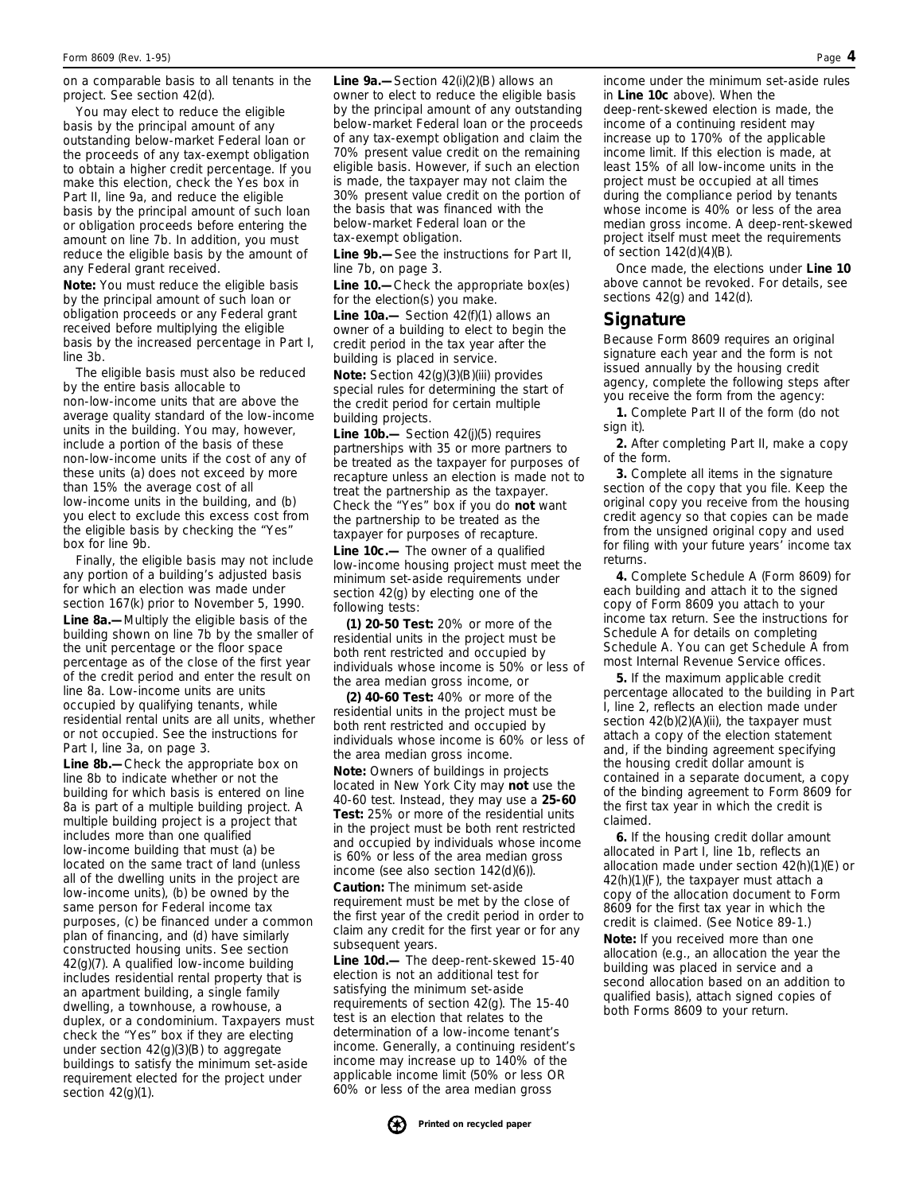on a comparable basis to all tenants in the project. See section 42(d).

You may elect to reduce the eligible basis by the principal amount of any outstanding below-market Federal loan or the proceeds of any tax-exempt obligation to obtain a higher credit percentage. If you make this election, check the Yes box in Part II, line 9a, and reduce the eligible basis by the principal amount of such loan or obligation proceeds before entering the amount on line 7b. In addition, you must reduce the eligible basis by the amount of any Federal grant received.

**Note:** You must reduce the eligible basis by the principal amount of such loan or obligation proceeds or any Federal grant received before multiplying the eligible basis by the increased percentage in Part I, line 3b.

The eligible basis must also be reduced by the entire basis allocable to non-low-income units that are above the average quality standard of the low-income units in the building. You may, however, include a portion of the basis of these non-low-income units if the cost of any of these units (a) does not exceed by more than 15% the average cost of all low-income units in the building, and (b) you elect to exclude this excess cost from the eligible basis by checking the "Yes" box for line 9b.

Finally, the eligible basis may not include any portion of a building's adjusted basis for which an election was made under section 167(k) prior to November 5, 1990.

**Line 8a.—** Multiply the eligible basis of the building shown on line 7b by the smaller of the unit percentage or the floor space percentage as of the close of the first year of the credit period and enter the result on line 8a. Low-income units are units occupied by qualifying tenants, while residential rental units are all units, whether or not occupied. See the instructions for Part I, line 3a, on page 3.

**Line 8b.—** Check the appropriate box on line 8b to indicate whether or not the building for which basis is entered on line 8a is part of a multiple building project. A multiple building project is a project that includes more than one qualified low-income building that must (a) be located on the same tract of land (unless all of the dwelling units in the project are low-income units), (b) be owned by the same person for Federal income tax purposes, (c) be financed under a common plan of financing, and (d) have similarly constructed housing units. See section 42(g)(7). A qualified low-income building includes residential rental property that is an apartment building, a single family dwelling, a townhouse, a rowhouse, a duplex, or a condominium. Taxpayers must check the "Yes" box if they are electing under section 42(g)(3)(B) to aggregate buildings to satisfy the minimum set-aside requirement elected for the project under section 42(g)(1).

**Line 9a.—** Section 42(i)(2)(B) allows an owner to elect to reduce the eligible basis by the principal amount of any outstanding below-market Federal loan or the proceeds of any tax-exempt obligation and claim the 70% present value credit on the remaining eligible basis. However, if such an election is made, the taxpayer may not claim the 30% present value credit on the portion of the basis that was financed with the below-market Federal loan or the tax-exempt obligation.

**Line 9b.—** See the instructions for Part II, line 7b, on page 3.

**Line 10.—** Check the appropriate box(es) for the election(s) you make.

**Line 10a.—** Section 42(f)(1) allows an owner of a building to elect to begin the credit period in the tax year after the building is placed in service.

**Note:** Section 42(g)(3)(B)(iii) provides special rules for determining the start of the credit period for certain multiple building projects.

**Line 10b.—** Section 42(j)(5) requires partnerships with 35 or more partners to be treated as the taxpayer for purposes of recapture unless an election is made not to treat the partnership as the taxpayer. Check the "Yes" box if you do **not** want the partnership to be treated as the taxpayer for purposes of recapture.

**Line 10c.—** The owner of a qualified low-income housing project must meet the minimum set-aside requirements under section 42(g) by electing one of the following tests:

**(1) 20-50 Test:** 20% or more of the residential units in the project must be both rent restricted and occupied by individuals whose income is 50% or less of the area median gross income, or

**(2) 40-60 Test:** 40% or more of the residential units in the project must be both rent restricted and occupied by individuals whose income is 60% or less of the area median gross income.

**Note:** Owners of buildings in projects located in New York City may **not** use the 40-60 test. Instead, they may use a **25-60 Test:** 25% or more of the residential units in the project must be both rent restricted and occupied by individuals whose income is 60% or less of the area median gross income (see also section 142(d)(6)).

**Caution:** The minimum set-aside requirement must be met by the close of the first year of the credit period in order to claim any credit for the first year or for any subsequent years.

**Line 10d.—** The deep-rent-skewed 15-40 election is not an additional test for satisfying the minimum set-aside requirements of section 42(g). The 15-40 test is an election that relates to the determination of a low-income tenant's income. Generally, a continuing resident's income may increase up to 140% of the applicable income limit (50% or less OR 60% or less of the area median gross income under the minimum set-aside rules in **Line 10c** above). When the deep-rent-skewed election is made, the income of a continuing resident may increase up to 170% of the applicable income limit. If this election is made, at least 15% of all low-income units in the project must be occupied at all times during the compliance period by tenants whose income is 40% or less of the area median gross income. A deep-rent-skewed project itself must meet the requirements of section 142(d)(4)(B).

Once made, the elections under **Line 10** above cannot be revoked. For details, see sections 42(g) and 142(d).

## Signature

Because Form 8609 requires an original signature each year and the form is not issued annually by the housing credit agency, complete the following steps after you receive the form from the agency:

**1.** Complete Part II of the form (do not sign it).

**2.** After completing Part II, make a copy of the form.

**3.** Complete all items in the signature section of the copy that you file. Keep the original copy you receive from the housing credit agency so that copies can be made from the unsigned original copy and used for filing with your future years' income tax returns.

**4.** Complete Schedule A (Form 8609) for each building and attach it to the signed copy of Form 8609 you attach to your income tax return. See the instructions for Schedule A for details on completing Schedule A. You can get Schedule A from most Internal Revenue Service offices.

**5.** If the maximum applicable credit percentage allocated to the building in Part I, line 2, reflects an election made under section 42(b)(2)(A)(ii), the taxpayer must attach a copy of the election statement and, if the binding agreement specifying the housing credit dollar amount is contained in a separate document, a copy of the binding agreement to Form 8609 for the first tax year in which the credit is claimed.

**6.** If the housing credit dollar amount allocated in Part I, line 1b, reflects an allocation made under section 42(h)(1)(E) or 42(h)(1)(F), the taxpayer must attach a copy of the allocation document to Form 8609 for the first tax year in which the credit is claimed. (See Notice 89-1.)

**Note:** If you received more than one allocation (e.g., an allocation the year the building was placed in service and a second allocation based on an addition to qualified basis), attach signed copies of both Forms 8609 to your return.

Printed on recycled paper